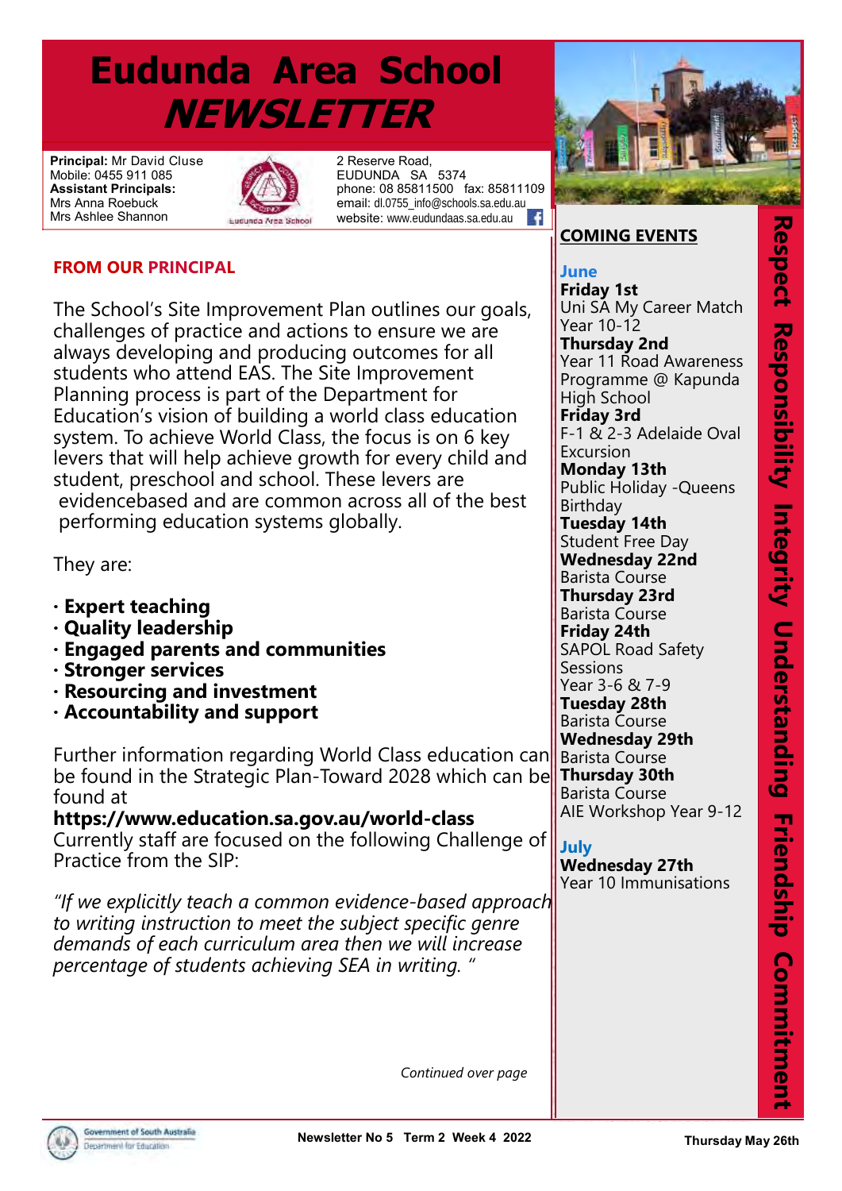# Eudunda Area School NEWSLETTER

**Principal:** Mr David Cluse
Mobile: 0455 911 085
**Assistant Principals:**
Mrs Anna Roebuck
Mrs Ashlee Shannon

2 Reserve Road,
EUDUNDA SA 5374
phone: 08 85811500 fax: 85811109
email: dl.0755_info@schools.sa.edu.au
website: www.eudundaas.sa.edu.au

## FROM OUR PRINCIPAL

The School's Site Improvement Plan outlines our goals, challenges of practice and actions to ensure we are always developing and producing outcomes for all students who attend EAS. The Site Improvement Planning process is part of the Department for Education's vision of building a world class education system. To achieve World Class, the focus is on 6 key levers that will help achieve growth for every child and student, preschool and school. These levers are evidencebased and are common across all of the best performing education systems globally.

They are:

- **Expert teaching**
- **Quality leadership**
- **Engaged parents and communities**
- **Stronger services**
- **Resourcing and investment**
- **Accountability and support**

Further information regarding World Class education can be found in the Strategic Plan-Toward 2028 which can be found at
**https://www.education.sa.gov.au/world-class**
Currently staff are focused on the following Challenge of Practice from the SIP:

*"If we explicitly teach a common evidence-based approach to writing instruction to meet the subject specific genre demands of each curriculum area then we will increase percentage of students achieving SEA in writing. "*

*Continued over page*

## COMING EVENTS

### June

**Friday 1st**
Uni SA My Career Match Year 10-12
**Thursday 2nd**
Year 11 Road Awareness Programme @ Kapunda High School
**Friday 3rd**
F-1 & 2-3 Adelaide Oval Excursion
**Monday 13th**
Public Holiday -Queens Birthday
**Tuesday 14th**
Student Free Day
**Wednesday 22nd**
Barista Course
**Thursday 23rd**
Barista Course
**Friday 24th**
SAPOL Road Safety Sessions
Year 3-6 & 7-9
**Tuesday 28th**
Barista Course
**Wednesday 29th**
Barista Course
**Thursday 30th**
Barista Course
AIE Workshop Year 9-12

### July

**Wednesday 27th**
Year 10 Immunisations

Respect Responsibility Integrity Understanding Friendship Commitment

Newsletter No 5 Term 2 Week 4 2022 — Thursday May 26th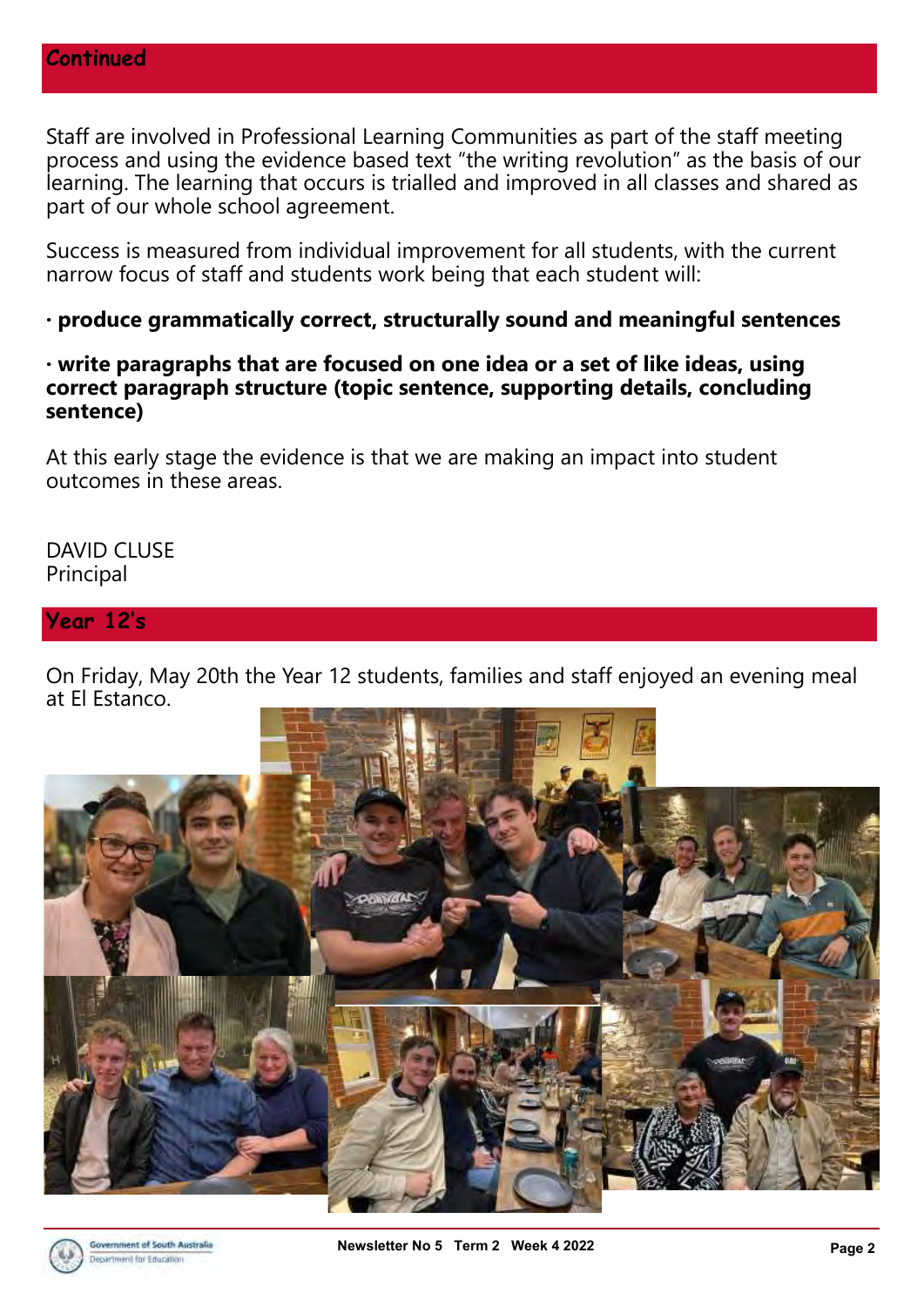## Continued

Staff are involved in Professional Learning Communities as part of the staff meeting process and using the evidence based text "the writing revolution" as the basis of our learning. The learning that occurs is trialled and improved in all classes and shared as part of our whole school agreement.

Success is measured from individual improvement for all students, with the current narrow focus of staff and students work being that each student will:

· **produce grammatically correct, structurally sound and meaningful sentences**

· **write paragraphs that are focused on one idea or a set of like ideas, using correct paragraph structure (topic sentence, supporting details, concluding sentence)**

At this early stage the evidence is that we are making an impact into student outcomes in these areas.

DAVID CLUSE
Principal

## Year 12's

On Friday, May 20th the Year 12 students, families and staff enjoyed an evening meal at El Estanco.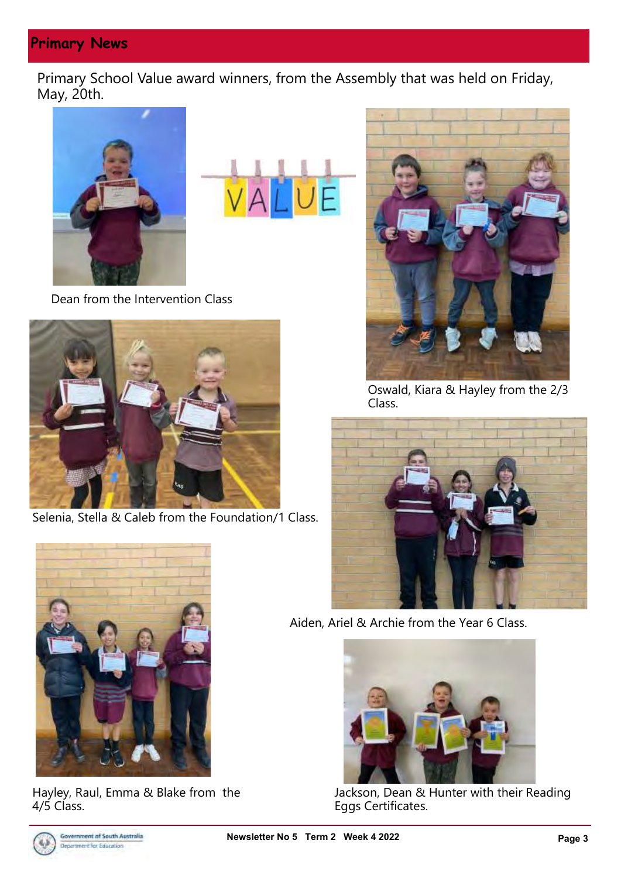## Primary News

Primary School Value award winners, from the Assembly that was held on Friday, May, 20th.

Dean from the Intervention Class

Oswald, Kiara & Hayley from the 2/3 Class.

Selenia, Stella & Caleb from the Foundation/1 Class.

Aiden, Ariel & Archie from the Year 6 Class.

Hayley, Raul, Emma & Blake from the 4/5 Class.

Jackson, Dean & Hunter with their Reading Eggs Certificates.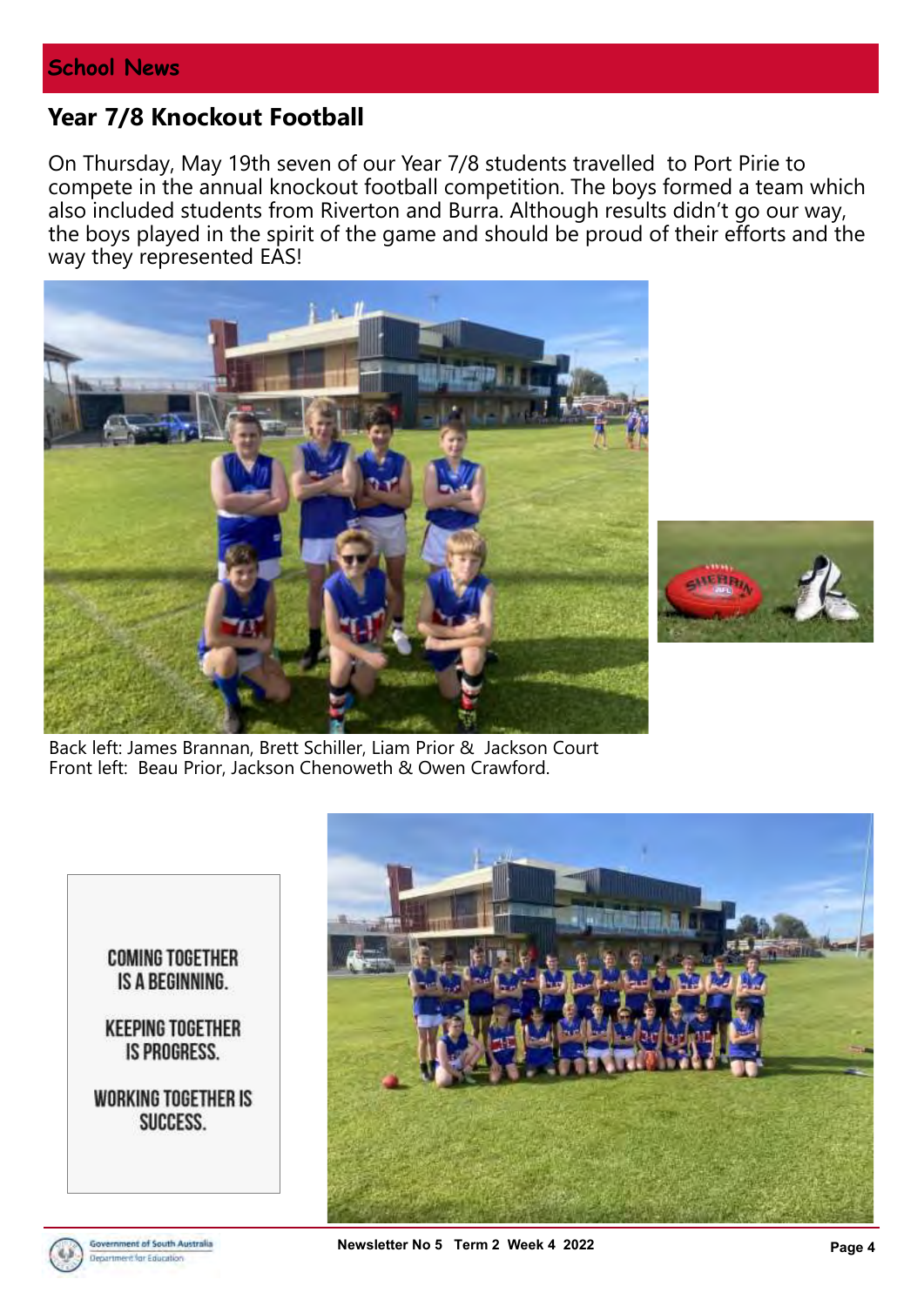## School News

### Year 7/8 Knockout Football

On Thursday, May 19th seven of our Year 7/8 students travelled to Port Pirie to compete in the annual knockout football competition. The boys formed a team which also included students from Riverton and Burra. Although results didn't go our way, the boys played in the spirit of the game and should be proud of their efforts and the way they represented EAS!

Back left: James Brannan, Brett Schiller, Liam Prior & Jackson Court
Front left: Beau Prior, Jackson Chenoweth & Owen Crawford.

COMING TOGETHER IS A BEGINNING.

KEEPING TOGETHER IS PROGRESS.

WORKING TOGETHER IS SUCCESS.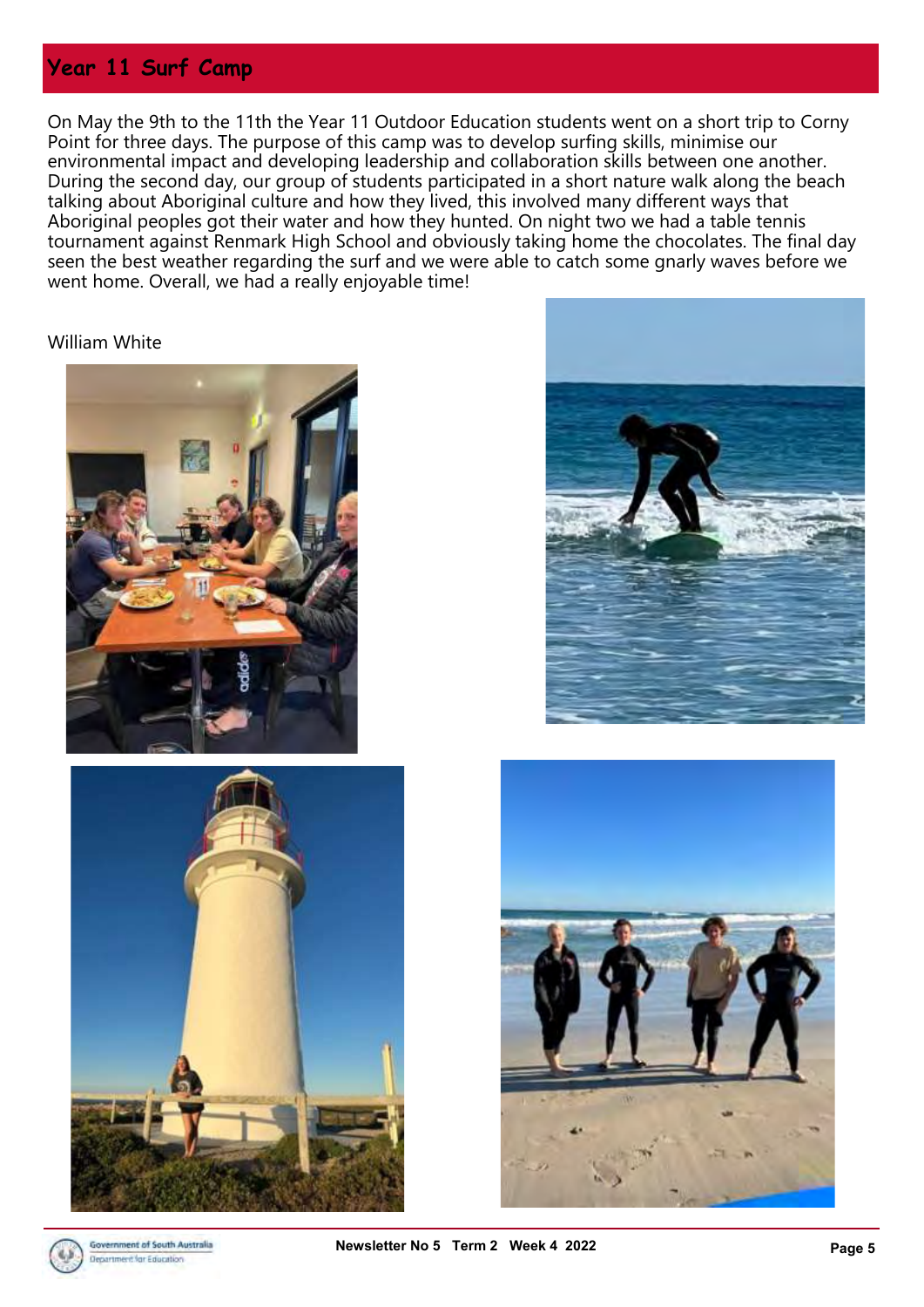## Year 11 Surf Camp

On May the 9th to the 11th the Year 11 Outdoor Education students went on a short trip to Corny Point for three days. The purpose of this camp was to develop surfing skills, minimise our environmental impact and developing leadership and collaboration skills between one another. During the second day, our group of students participated in a short nature walk along the beach talking about Aboriginal culture and how they lived, this involved many different ways that Aboriginal peoples got their water and how they hunted. On night two we had a table tennis tournament against Renmark High School and obviously taking home the chocolates. The final day seen the best weather regarding the surf and we were able to catch some gnarly waves before we went home. Overall, we had a really enjoyable time!

William White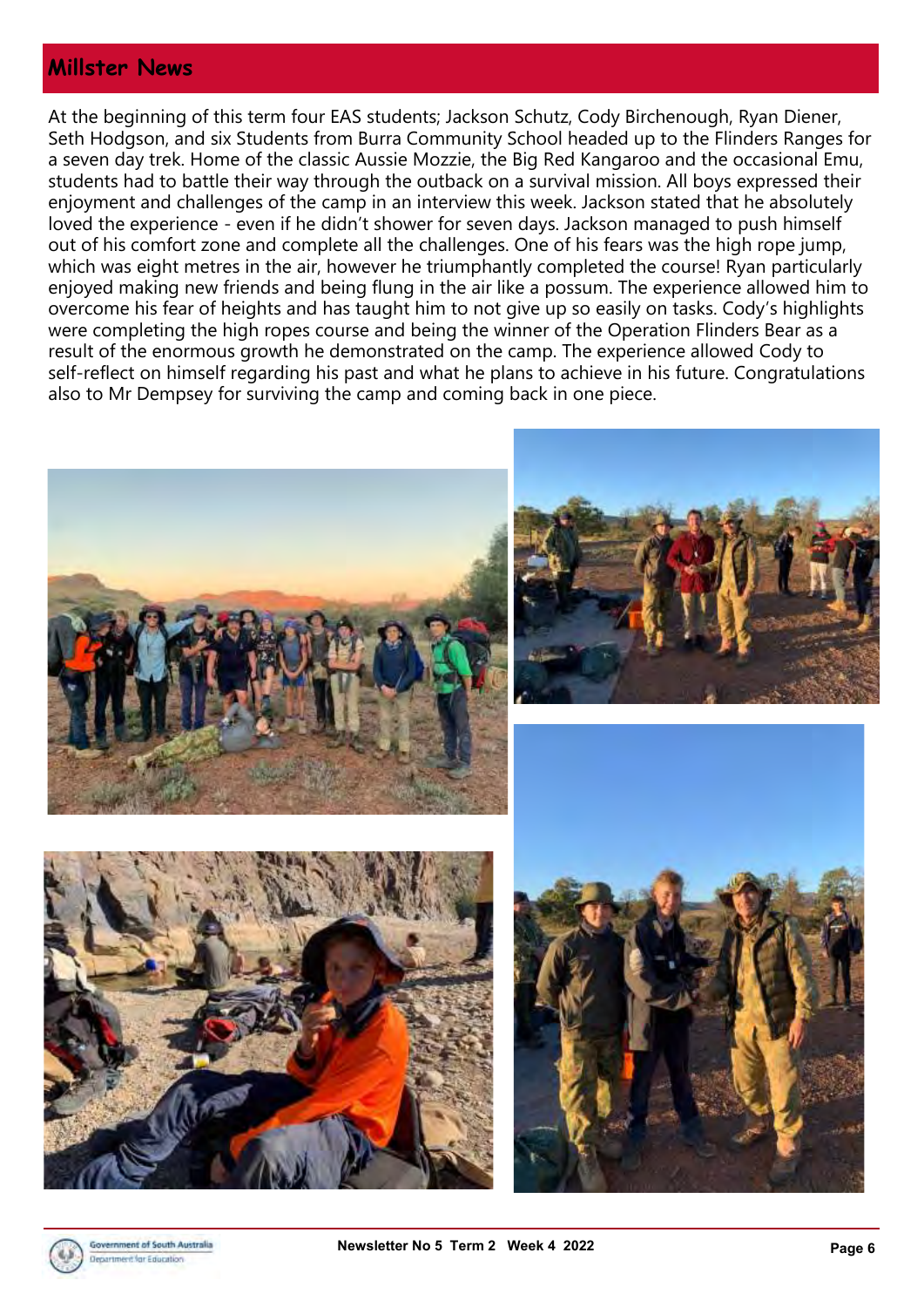## Millster News

At the beginning of this term four EAS students; Jackson Schutz, Cody Birchenough, Ryan Diener, Seth Hodgson, and six Students from Burra Community School headed up to the Flinders Ranges for a seven day trek. Home of the classic Aussie Mozzie, the Big Red Kangaroo and the occasional Emu, students had to battle their way through the outback on a survival mission. All boys expressed their enjoyment and challenges of the camp in an interview this week. Jackson stated that he absolutely loved the experience - even if he didn't shower for seven days. Jackson managed to push himself out of his comfort zone and complete all the challenges. One of his fears was the high rope jump, which was eight metres in the air, however he triumphantly completed the course! Ryan particularly enjoyed making new friends and being flung in the air like a possum. The experience allowed him to overcome his fear of heights and has taught him to not give up so easily on tasks. Cody's highlights were completing the high ropes course and being the winner of the Operation Flinders Bear as a result of the enormous growth he demonstrated on the camp. The experience allowed Cody to self-reflect on himself regarding his past and what he plans to achieve in his future. Congratulations also to Mr Dempsey for surviving the camp and coming back in one piece.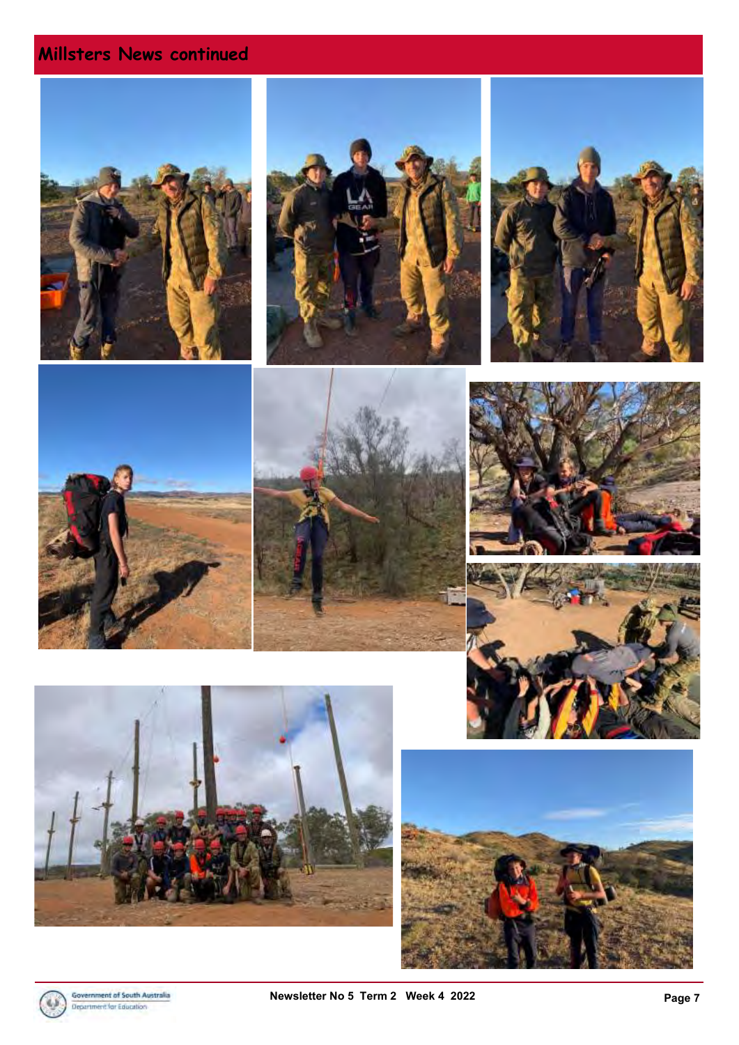## Millsters News continued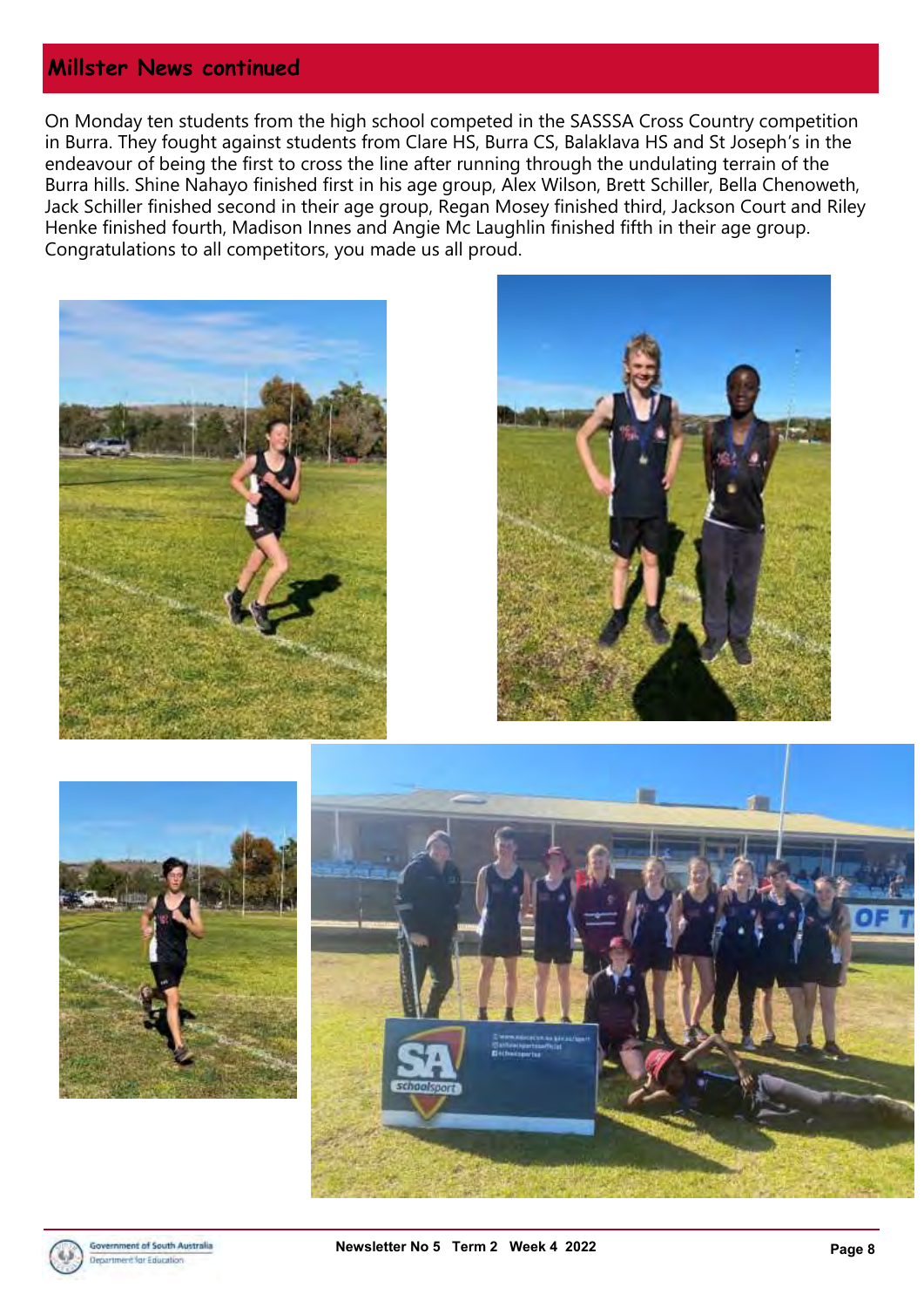## Millster News continued

On Monday ten students from the high school competed in the SASSSA Cross Country competition in Burra. They fought against students from Clare HS, Burra CS, Balaklava HS and St Joseph's in the endeavour of being the first to cross the line after running through the undulating terrain of the Burra hills. Shine Nahayo finished first in his age group, Alex Wilson, Brett Schiller, Bella Chenoweth, Jack Schiller finished second in their age group, Regan Mosey finished third, Jackson Court and Riley Henke finished fourth, Madison Innes and Angie Mc Laughlin finished fifth in their age group. Congratulations to all competitors, you made us all proud.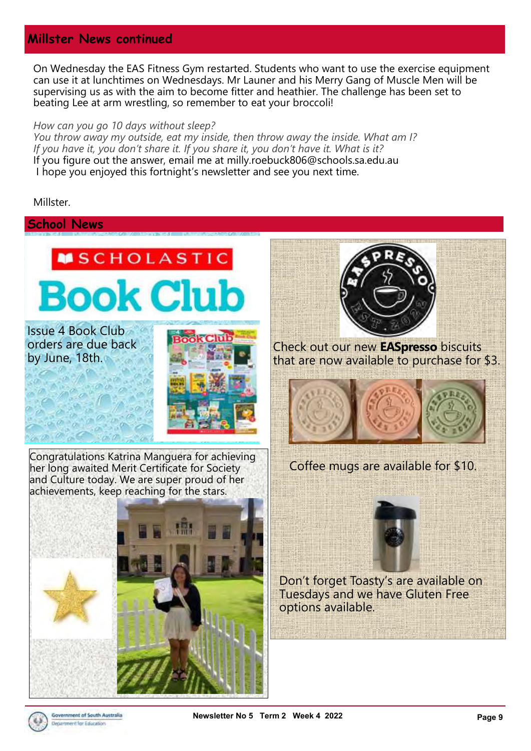## Millster News continued

On Wednesday the EAS Fitness Gym restarted. Students who want to use the exercise equipment can use it at lunchtimes on Wednesdays. Mr Launer and his Merry Gang of Muscle Men will be supervising us as with the aim to become fitter and heathier. The challenge has been set to beating Lee at arm wrestling, so remember to eat your broccoli!

*How can you go 10 days without sleep?*
*You throw away my outside, eat my inside, then throw away the inside. What am I?*
*If you have it, you don't share it. If you share it, you don't have it. What is it?*
If you figure out the answer, email me at milly.roebuck806@schools.sa.edu.au
I hope you enjoyed this fortnight's newsletter and see you next time.

Millster.

## School News

**SCHOLASTIC Book Club**

Issue 4 Book Club orders are due back by June, 18th.

Congratulations Katrina Manguera for achieving her long awaited Merit Certificate for Society and Culture today. We are super proud of her achievements, keep reaching for the stars.

Check out our new **EASpresso** biscuits that are now available to purchase for $3.

Coffee mugs are available for $10.

Don't forget Toasty's are available on Tuesdays and we have Gluten Free options available.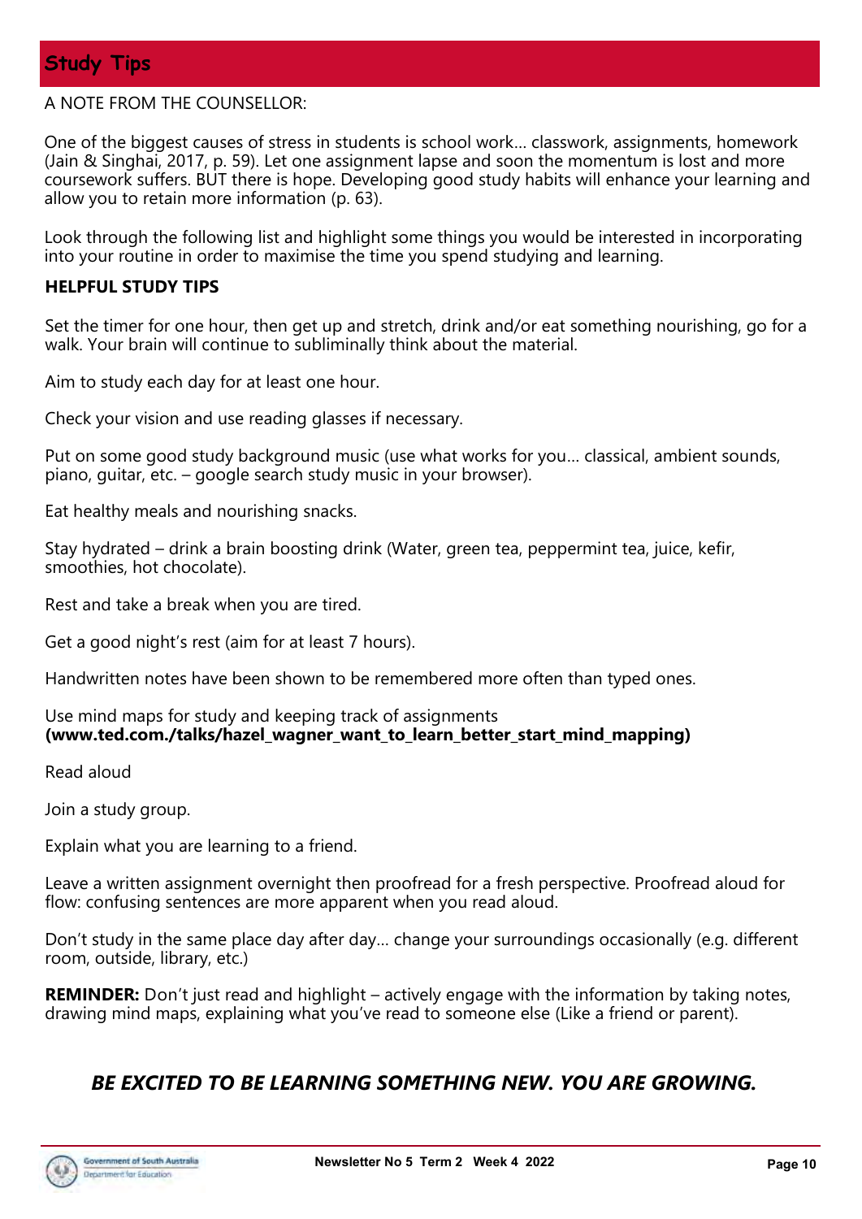# Study Tips

A NOTE FROM THE COUNSELLOR:

One of the biggest causes of stress in students is school work… classwork, assignments, homework (Jain & Singhai, 2017, p. 59). Let one assignment lapse and soon the momentum is lost and more coursework suffers. BUT there is hope. Developing good study habits will enhance your learning and allow you to retain more information (p. 63).

Look through the following list and highlight some things you would be interested in incorporating into your routine in order to maximise the time you spend studying and learning.

**HELPFUL STUDY TIPS**

Set the timer for one hour, then get up and stretch, drink and/or eat something nourishing, go for a walk. Your brain will continue to subliminally think about the material.

Aim to study each day for at least one hour.

Check your vision and use reading glasses if necessary.

Put on some good study background music (use what works for you… classical, ambient sounds, piano, guitar, etc. – google search study music in your browser).

Eat healthy meals and nourishing snacks.

Stay hydrated – drink a brain boosting drink (Water, green tea, peppermint tea, juice, kefir, smoothies, hot chocolate).

Rest and take a break when you are tired.

Get a good night's rest (aim for at least 7 hours).

Handwritten notes have been shown to be remembered more often than typed ones.

Use mind maps for study and keeping track of assignments
**(www.ted.com./talks/hazel_wagner_want_to_learn_better_start_mind_mapping)**

Read aloud

Join a study group.

Explain what you are learning to a friend.

Leave a written assignment overnight then proofread for a fresh perspective. Proofread aloud for flow: confusing sentences are more apparent when you read aloud.

Don't study in the same place day after day… change your surroundings occasionally (e.g. different room, outside, library, etc.)

**REMINDER:** Don't just read and highlight – actively engage with the information by taking notes, drawing mind maps, explaining what you've read to someone else (Like a friend or parent).

***BE EXCITED TO BE LEARNING SOMETHING NEW. YOU ARE GROWING.***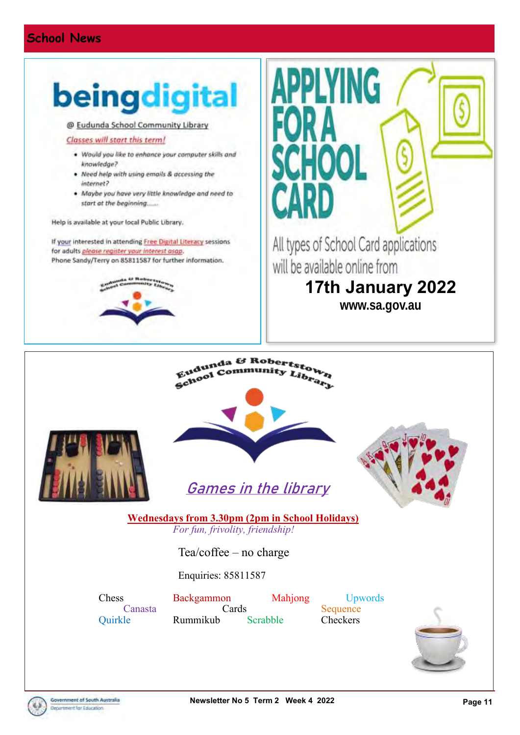## School News

# beingdigital

@ Eudunda School Community Library

*Classes will start this term!*

- *Would you like to enhance your computer skills and knowledge?*
- *Need help with using emails & accessing the internet?*
- *Maybe you have very little knowledge and need to start at the beginning......*

Help is available at your local Public Library.

If your interested in attending Free Digital Literacy sessions for adults *please register your interest asap.*
Phone Sandy/Terry on 85811587 for further information.

Eudunda & Robertstown School Community Library

# APPLYING FOR A SCHOOL CARD

All types of School Card applications will be available online from

**17th January 2022**

**www.sa.gov.au**

Eudunda & Robertstown School Community Library

## *Games in the library*

**Wednesdays from 3.30pm (2pm in School Holidays)**

*For fun, frivolity, friendship!*

Tea/coffee – no charge

Enquiries: 85811587

Chess, Backgammon, Mahjong, Upwords, Canasta, Cards, Sequence, Quirkle, Rummikub, Scrabble, Checkers